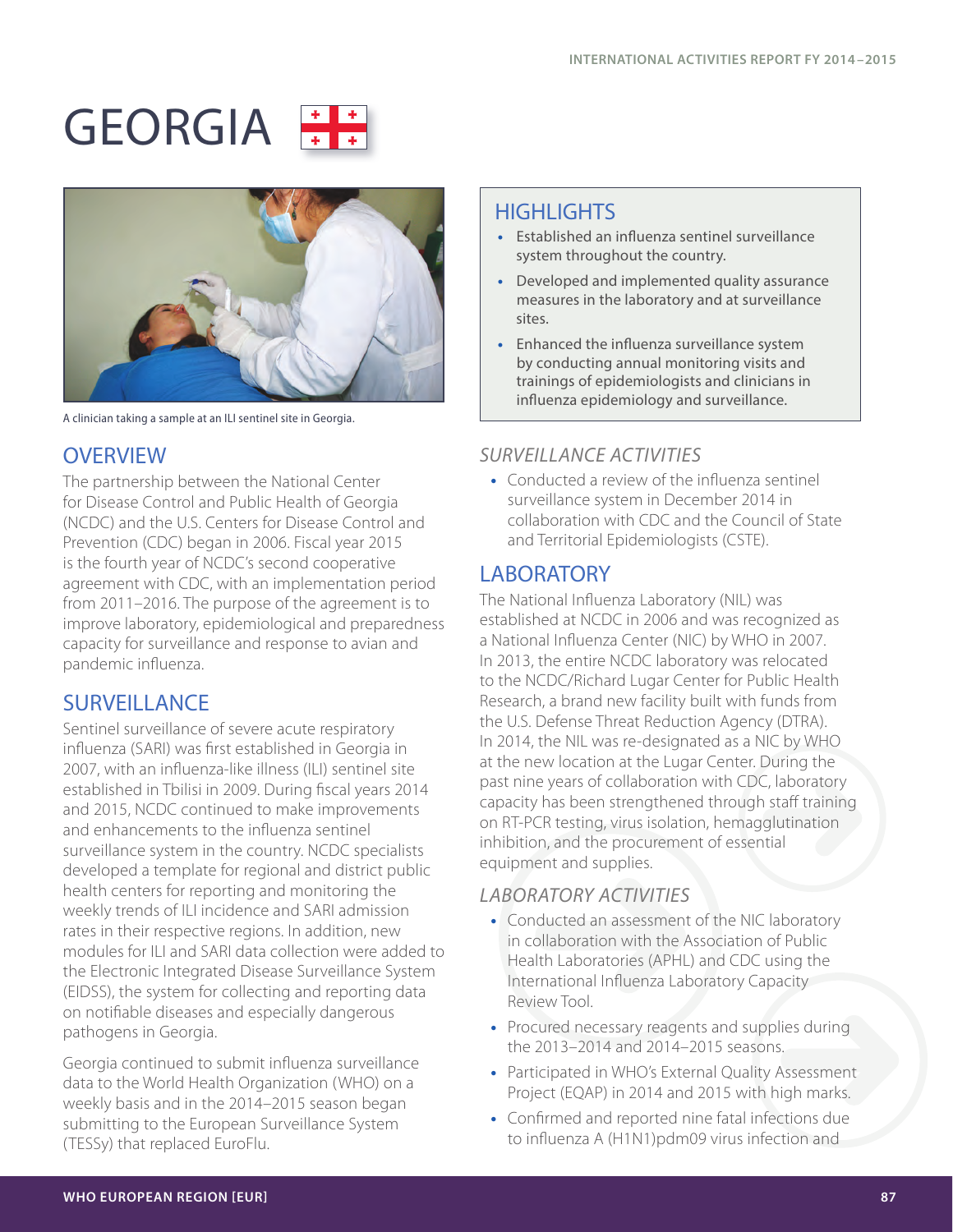# GEORGIA

A clinician taking a sample at an ILI sentinel site in Georgia.

## OVERVIEW

The partnership between the National Center for Disease Control and Public Health of Georgia (NCDC) and the U.S. Centers for Disease Control and Prevention (CDC) began in 2006. Fiscal year 2015 is the fourth year of NCDC's second cooperative agreement with CDC, with an implementation period from 2011–2016. The purpose of the agreement is to improve laboratory, epidemiological and preparedness capacity for surveillance and response to avian and pandemic influenza.

## SURVEILLANCE

Sentinel surveillance of severe acute respiratory influenza (SARI) was first established in Georgia in 2007, with an influenza-like illness (ILI) sentinel site established in Tbilisi in 2009. During fiscal years 2014 and 2015, NCDC continued to make improvements and enhancements to the influenza sentinel surveillance system in the country. NCDC specialists developed a template for regional and district public health centers for reporting and monitoring the weekly trends of ILI incidence and SARI admission rates in their respective regions. In addition, new modules for ILI and SARI data collection were added to the Electronic Integrated Disease Surveillance System (EIDSS), the system for collecting and reporting data on notifiable diseases and especially dangerous pathogens in Georgia.

Georgia continued to submit influenza surveillance data to the World Health Organization (WHO) on a weekly basis and in the 2014–2015 season began submitting to the European Surveillance System (TESSy) that replaced EuroFlu.

## HIGHLIGHTS

- Established an influenza sentinel surveillance system throughout the country.
- Developed and implemented quality assurance measures in the laboratory and at surveillance sites.
- Enhanced the influenza surveillance system by conducting annual monitoring visits and trainings of epidemiologists and clinicians in influenza epidemiology and surveillance.

### *SURVEILLANCE ACTIVITIES*

- Conducted a review of the influenza sentinel surveillance system in December 2014 in collaboration with CDC and the Council of State and Territorial Epidemiologists (CSTE).

## LABORATORY

The National Influenza Laboratory (NIL) was established at NCDC in 2006 and was recognized as a National Influenza Center (NIC) by WHO in 2007. In 2013, the entire NCDC laboratory was relocated to the NCDC/Richard Lugar Center for Public Health Research, a brand new facility built with funds from the U.S. Defense Threat Reduction Agency (DTRA). In 2014, the NIL was re-designated as a NIC by WHO at the new location at the Lugar Center. During the past nine years of collaboration with CDC, laboratory capacity has been strengthened through staff training on RT-PCR testing, virus isolation, hemagglutination inhibition, and the procurement of essential equipment and supplies.

### *LABORATORY ACTIVITIES*

- Conducted an assessment of the NIC laboratory in collaboration with the Association of Public Health Laboratories (APHL) and CDC using the International Influenza Laboratory Capacity Review Tool.
- Procured necessary reagents and supplies during the 2013–2014 and 2014–2015 seasons.
- Participated in WHO's External Quality Assessment Project (EQAP) in 2014 and 2015 with high marks.
- Confirmed and reported nine fatal infections due to influenza A (H1N1)pdm09 virus infection and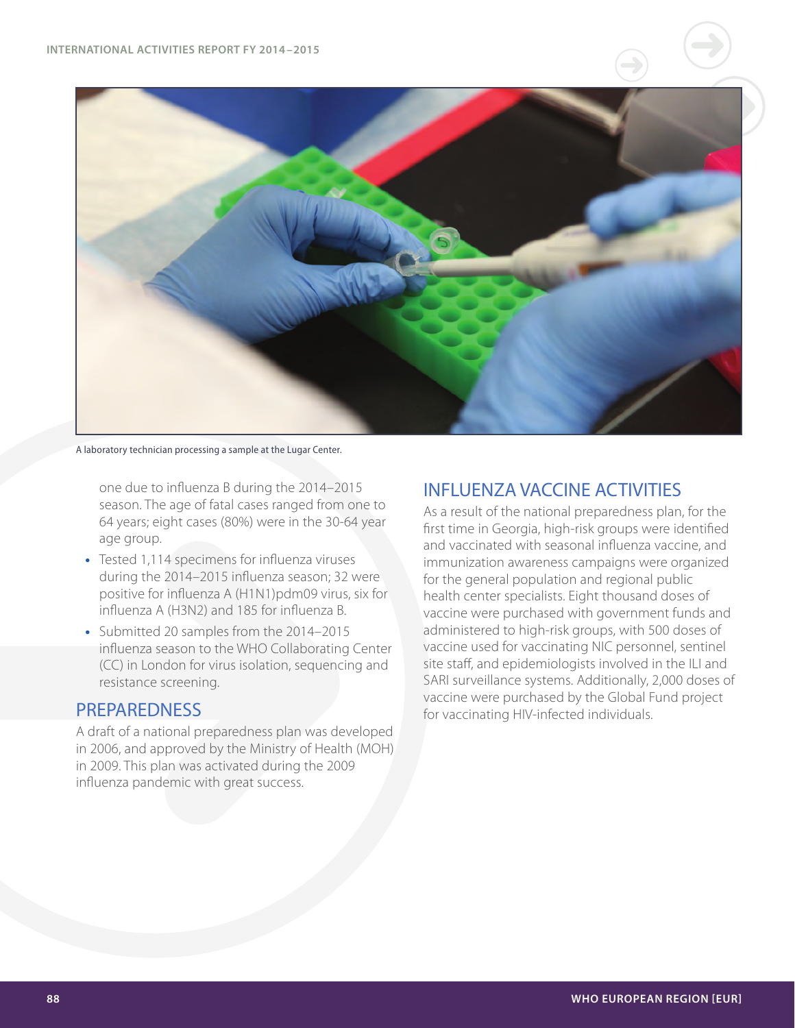A laboratory technician processing a sample at the Lugar Center.

one due to influenza B during the 2014–2015 season. The age of fatal cases ranged from one to 64 years; eight cases (80%) were in the 30-64 year age group.

- Tested 1,114 specimens for influenza viruses during the 2014–2015 influenza season; 32 were positive for influenza A (H1N1)pdm09 virus, six for influenza A (H3N2) and 185 for influenza B.
- Submitted 20 samples from the 2014–2015 influenza season to the WHO Collaborating Center (CC) in London for virus isolation, sequencing and resistance screening.

## PREPAREDNESS

A draft of a national preparedness plan was developed in 2006, and approved by the Ministry of Health (MOH) in 2009. This plan was activated during the 2009 influenza pandemic with great success.

## INFLUENZA VACCINE ACTIVITIES

As a result of the national preparedness plan, for the first time in Georgia, high-risk groups were identified and vaccinated with seasonal influenza vaccine, and immunization awareness campaigns were organized for the general population and regional public health center specialists. Eight thousand doses of vaccine were purchased with government funds and administered to high-risk groups, with 500 doses of vaccine used for vaccinating NIC personnel, sentinel site staff, and epidemiologists involved in the ILI and SARI surveillance systems. Additionally, 2,000 doses of vaccine were purchased by the Global Fund project for vaccinating HIV-infected individuals.